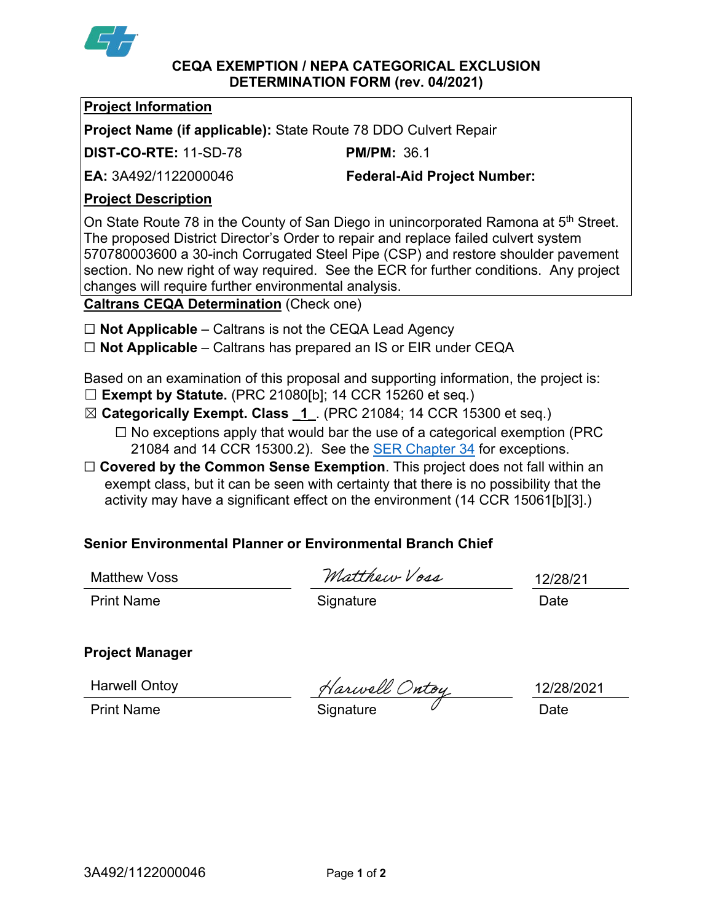# CEQA EXEMPTION / NEPA CATEGORICAL EXCLUSION DETERMINATION FORM (rev. 04/2021)

**Project Information**

**Project Name (if applicable):** State Route 78 DDO Culvert Repair

**DIST-CO-RTE:** 11-SD-78 **PM/PM:** 36.1

**EA:** 3A492/1122000046 **Federal-Aid Project Number:**

**Project Description**

On State Route 78 in the County of San Diego in unincorporated Ramona at 5th Street. The proposed District Director's Order to repair and replace failed culvert system 570780003600 a 30-inch Corrugated Steel Pipe (CSP) and restore shoulder pavement section. No new right of way required. See the ECR for further conditions. Any project changes will require further environmental analysis.

**Caltrans CEQA Determination** (Check one)

☐ **Not Applicable** – Caltrans is not the CEQA Lead Agency

☐ **Not Applicable** – Caltrans has prepared an IS or EIR under CEQA

Based on an examination of this proposal and supporting information, the project is:

☐ **Exempt by Statute.** (PRC 21080[b]; 14 CCR 15260 et seq.)

☒ **Categorically Exempt. Class 1.** (PRC 21084; 14 CCR 15300 et seq.)

- ☐ No exceptions apply that would bar the use of a categorical exemption (PRC 21084 and 14 CCR 15300.2). See the SER Chapter 34 for exceptions.

☐ **Covered by the Common Sense Exemption**. This project does not fall within an exempt class, but it can be seen with certainty that there is no possibility that the activity may have a significant effect on the environment (14 CCR 15061[b][3].)

**Senior Environmental Planner or Environmental Branch Chief**

| Matthew Voss | Matthew Voss | 12/28/21 |
|---|---|---|
| Print Name | Signature | Date |

**Project Manager**

| Harwell Ontoy | Harwell Ontoy | 12/28/2021 |
|---|---|---|
| Print Name | Signature | Date |

3A492/1122000046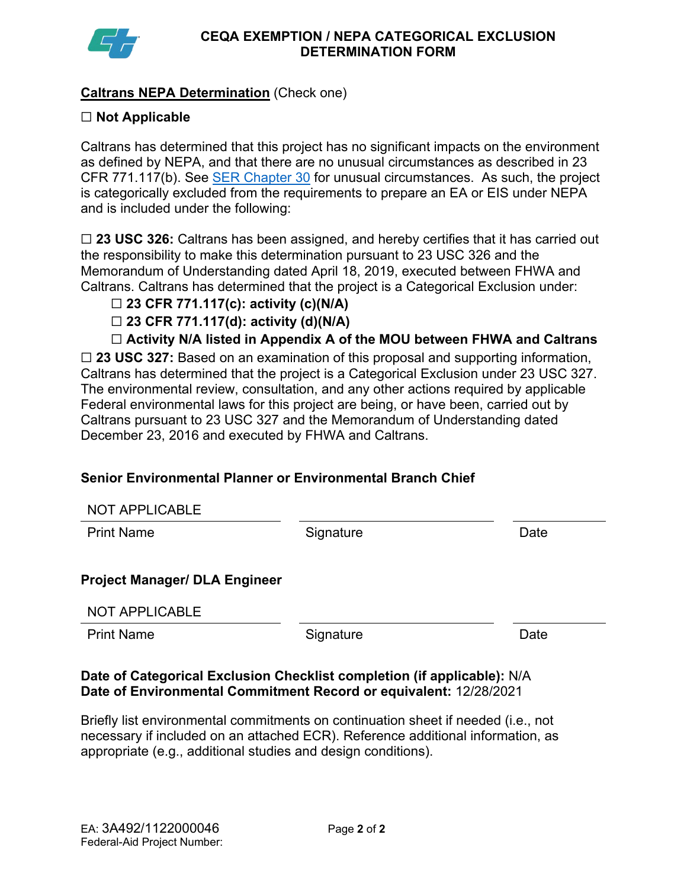# CEQA EXEMPTION / NEPA CATEGORICAL EXCLUSION DETERMINATION FORM

**Caltrans NEPA Determination** (Check one)

☐ **Not Applicable**

Caltrans has determined that this project has no significant impacts on the environment as defined by NEPA, and that there are no unusual circumstances as described in 23 CFR 771.117(b). See SER Chapter 30 for unusual circumstances. As such, the project is categorically excluded from the requirements to prepare an EA or EIS under NEPA and is included under the following:

☐ **23 USC 326:** Caltrans has been assigned, and hereby certifies that it has carried out the responsibility to make this determination pursuant to 23 USC 326 and the Memorandum of Understanding dated April 18, 2019, executed between FHWA and Caltrans. Caltrans has determined that the project is a Categorical Exclusion under:

- ☐ **23 CFR 771.117(c): activity (c)(N/A)**
- ☐ **23 CFR 771.117(d): activity (d)(N/A)**
- ☐ **Activity N/A listed in Appendix A of the MOU between FHWA and Caltrans**

☐ **23 USC 327:** Based on an examination of this proposal and supporting information, Caltrans has determined that the project is a Categorical Exclusion under 23 USC 327. The environmental review, consultation, and any other actions required by applicable Federal environmental laws for this project are being, or have been, carried out by Caltrans pursuant to 23 USC 327 and the Memorandum of Understanding dated December 23, 2016 and executed by FHWA and Caltrans.

**Senior Environmental Planner or Environmental Branch Chief**

| NOT APPLICABLE | | |
|---|---|---|
| Print Name | Signature | Date |

**Project Manager/ DLA Engineer**

| NOT APPLICABLE | | |
|---|---|---|
| Print Name | Signature | Date |

**Date of Categorical Exclusion Checklist completion (if applicable):** N/A
**Date of Environmental Commitment Record or equivalent:** 12/28/2021

Briefly list environmental commitments on continuation sheet if needed (i.e., not necessary if included on an attached ECR). Reference additional information, as appropriate (e.g., additional studies and design conditions).

EA: 3A492/1122000046
Federal-Aid Project Number: